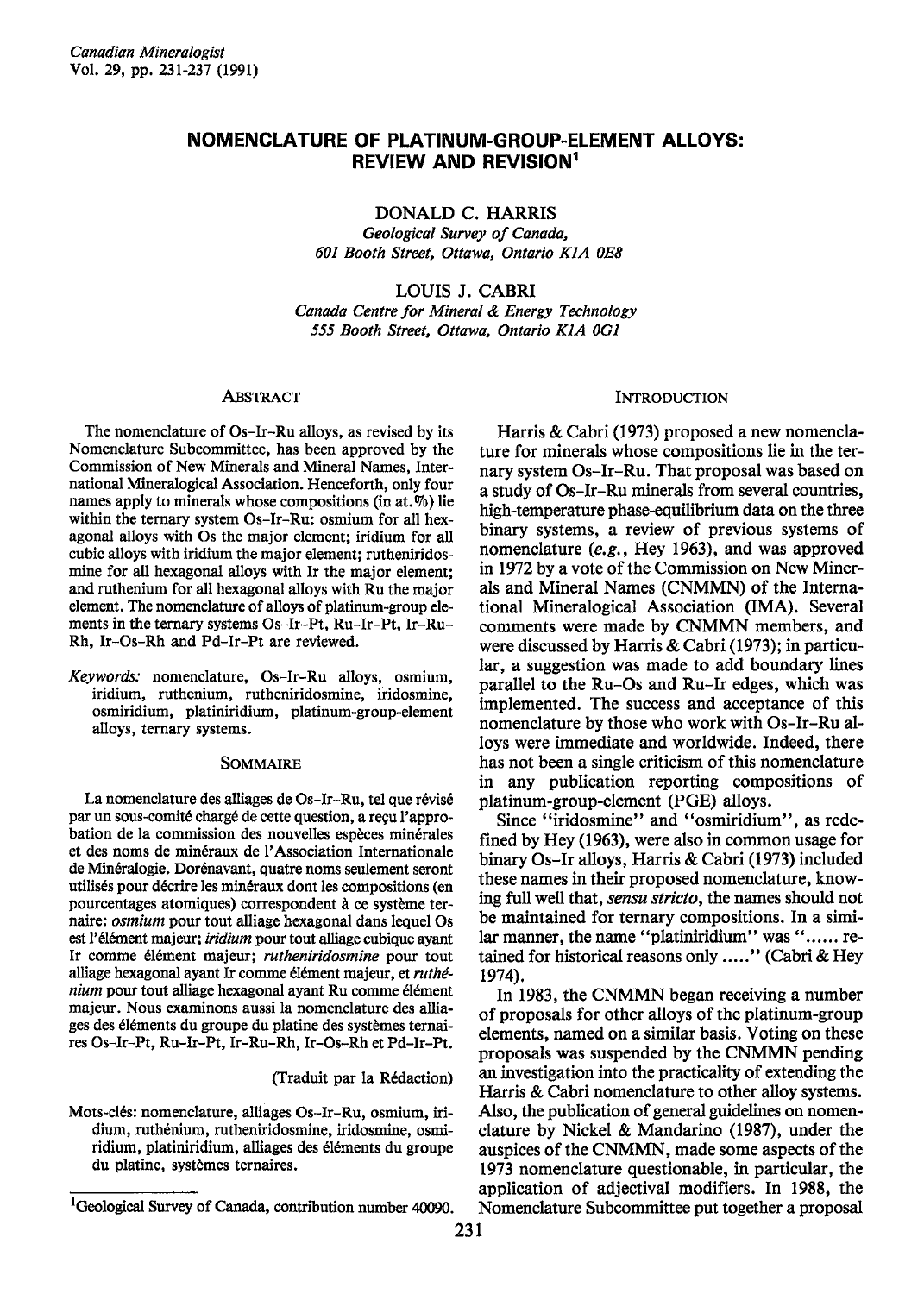# NOMENCLATURE OF PLATINUM-GROUP-ELEMENT ALLOYS: REVIEW AND REVISION[1]

DONALD C. HARRIS

*Geological Survey of Canada, 601 Booth Street, Ottawa, Ontario K1A 0E8*

LOUIS J. CABRI

*Canada Centre for Mineral & Energy Technology 555 Booth Street, Ottawa, Ontario K1A 0G1*

## ABSTRACT

The nomenclature of Os–Ir–Ru alloys, as revised by its Nomenclature Subcommittee, has been approved by the Commission of New Minerals and Mineral Names, International Mineralogical Association. Henceforth, only four names apply to minerals whose compositions (in at.%) lie within the ternary system Os–Ir–Ru: osmium for all hexagonal alloys with Os the major element; iridium for all cubic alloys with iridium the major element; rutheniridosmine for all hexagonal alloys with Ir the major element; and ruthenium for all hexagonal alloys with Ru the major element. The nomenclature of alloys of platinum-group elements in the ternary systems Os–Ir–Pt, Ru–Ir–Pt, Ir–Ru–Rh, Ir–Os–Rh and Pd–Ir–Pt are reviewed.

*Keywords:* nomenclature, Os–Ir–Ru alloys, osmium, iridium, ruthenium, rutheniridosmine, iridosmine, osmiridium, platiniridium, platinum-group-element alloys, ternary systems.

## SOMMAIRE

La nomenclature des alliages de Os–Ir–Ru, tel que révisé par un sous-comité chargé de cette question, a reçu l'approbation de la commission des nouvelles espèces minérales et des noms de minéraux de l'Association Internationale de Minéralogie. Dorénavant, quatre noms seulement seront utilisés pour décrire les minéraux dont les compositions (en pourcentages atomiques) correspondent à ce système ternaire: *osmium* pour tout alliage hexagonal dans lequel Os est l'élément majeur; *iridium* pour tout alliage cubique ayant Ir comme élément majeur; *rutheniridosmine* pour tout alliage hexagonal ayant Ir comme élément majeur, et *ruthénium* pour tout alliage hexagonal ayant Ru comme élément majeur. Nous examinons aussi la nomenclature des alliages des éléments du groupe du platine des systèmes ternaires Os–Ir–Pt, Ru–Ir–Pt, Ir–Ru–Rh, Ir–Os–Rh et Pd–Ir–Pt.

(Traduit par la Rédaction)

Mots-clés: nomenclature, alliages Os–Ir–Ru, osmium, iridium, ruthénium, rutheniridosmine, iridosmine, osmiridium, platiniridium, alliages des éléments du groupe du platine, systèmes ternaires.

[1]Geological Survey of Canada, contribution number 40090.

## INTRODUCTION

Harris & Cabri (1973) proposed a new nomenclature for minerals whose compositions lie in the ternary system Os–Ir–Ru. That proposal was based on a study of Os–Ir–Ru minerals from several countries, high-temperature phase-equilibrium data on the three binary systems, a review of previous systems of nomenclature (*e.g.*, Hey 1963), and was approved in 1972 by a vote of the Commission on New Minerals and Mineral Names (CNMMN) of the International Mineralogical Association (IMA). Several comments were made by CNMMN members, and were discussed by Harris & Cabri (1973); in particular, a suggestion was made to add boundary lines parallel to the Ru–Os and Ru–Ir edges, which was implemented. The success and acceptance of this nomenclature by those who work with Os–Ir–Ru alloys were immediate and worldwide. Indeed, there has not been a single criticism of this nomenclature in any publication reporting compositions of platinum-group-element (PGE) alloys.

Since "iridosmine" and "osmiridium", as redefined by Hey (1963), were also in common usage for binary Os–Ir alloys, Harris & Cabri (1973) included these names in their proposed nomenclature, knowing full well that, *sensu stricto*, the names should not be maintained for ternary compositions. In a similar manner, the name "platiniridium" was "...... retained for historical reasons only ....." (Cabri & Hey 1974).

In 1983, the CNMMN began receiving a number of proposals for other alloys of the platinum-group elements, named on a similar basis. Voting on these proposals was suspended by the CNMMN pending an investigation into the practicality of extending the Harris & Cabri nomenclature to other alloy systems. Also, the publication of general guidelines on nomenclature by Nickel & Mandarino (1987), under the auspices of the CNMMN, made some aspects of the 1973 nomenclature questionable, in particular, the application of adjectival modifiers. In 1988, the Nomenclature Subcommittee put together a proposal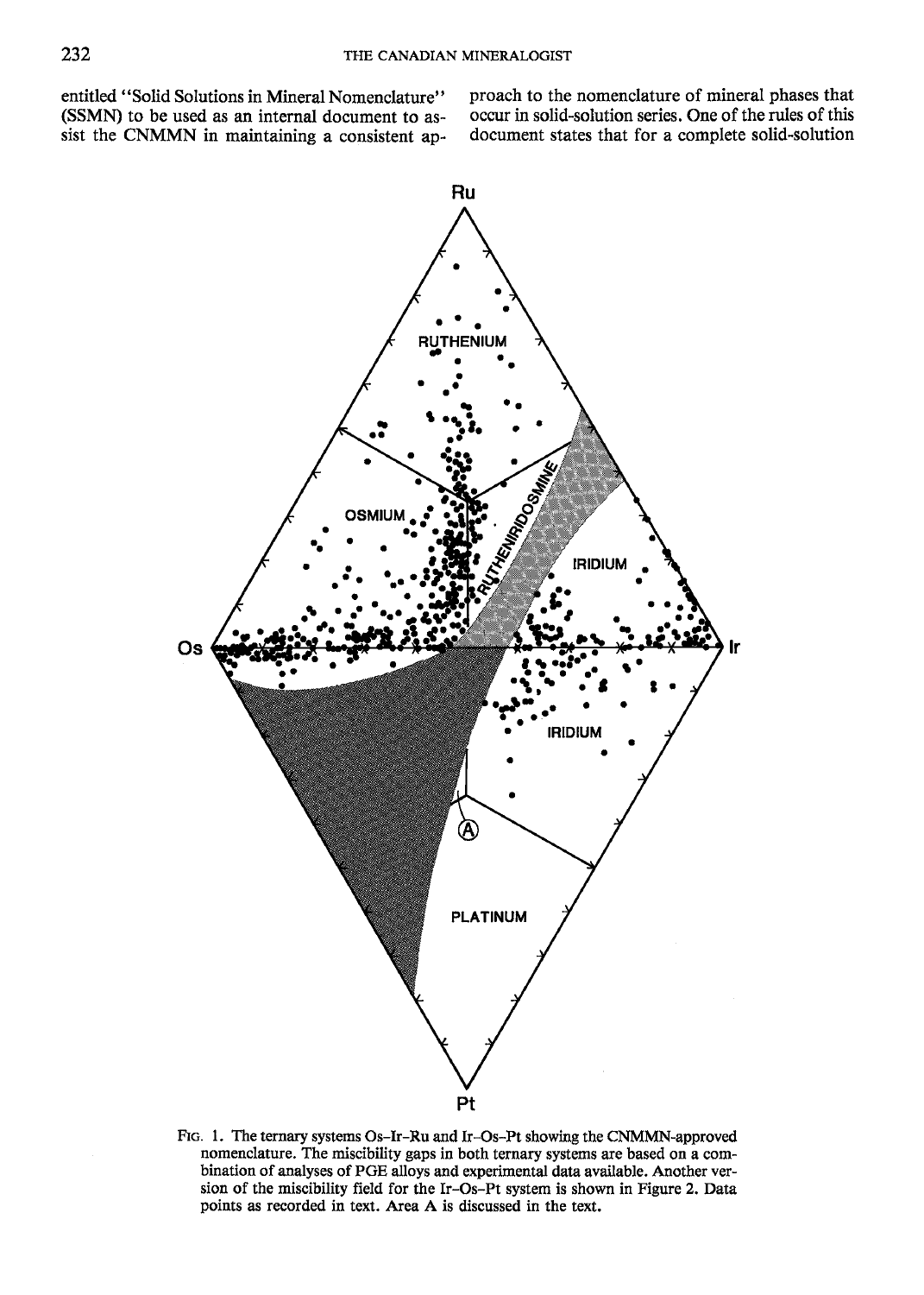entitled "Solid Solutions in Mineral Nomenclature" (SSMN) to be used as an internal document to assist the CNMMN in maintaining a consistent approach to the nomenclature of mineral phases that occur in solid-solution series. One of the rules of this document states that for a complete solid-solution

FIG. 1. The ternary systems Os–Ir–Ru and Ir–Os–Pt showing the CNMMN-approved nomenclature. The miscibility gaps in both ternary systems are based on a combination of analyses of PGE alloys and experimental data available. Another version of the miscibility field for the Ir–Os–Pt system is shown in Figure 2. Data points as recorded in text. Area A is discussed in the text.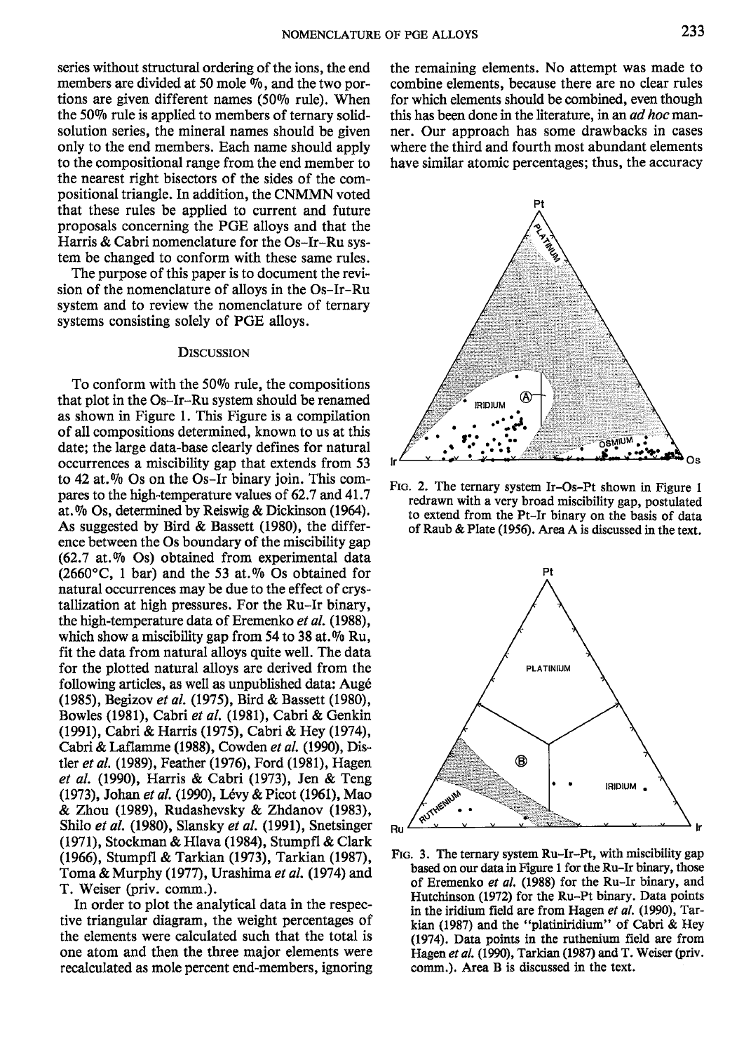series without structural ordering of the ions, the end members are divided at 50 mole %, and the two portions are given different names (50% rule). When the 50% rule is applied to members of ternary solid-solution series, the mineral names should be given only to the end members. Each name should apply to the compositional range from the end member to the nearest right bisectors of the sides of the compositional triangle. In addition, the CNMMN voted that these rules be applied to current and future proposals concerning the PGE alloys and that the Harris & Cabri nomenclature for the Os–Ir–Ru system be changed to conform with these same rules.

The purpose of this paper is to document the revision of the nomenclature of alloys in the Os–Ir–Ru system and to review the nomenclature of ternary systems consisting solely of PGE alloys.

## Discussion

To conform with the 50% rule, the compositions that plot in the Os–Ir–Ru system should be renamed as shown in Figure 1. This Figure is a compilation of all compositions determined, known to us at this date; the large data-base clearly defines for natural occurrences a miscibility gap that extends from 53 to 42 at.% Os on the Os–Ir binary join. This compares to the high-temperature values of 62.7 and 41.7 at.% Os, determined by Reiswig & Dickinson (1964). As suggested by Bird & Bassett (1980), the difference between the Os boundary of the miscibility gap (62.7 at.% Os) obtained from experimental data (2660°C, 1 bar) and the 53 at.% Os obtained for natural occurrences may be due to the effect of crystallization at high pressures. For the Ru–Ir binary, the high-temperature data of Eremenko *et al.* (1988), which show a miscibility gap from 54 to 38 at.% Ru, fit the data from natural alloys quite well. The data for the plotted natural alloys are derived from the following articles, as well as unpublished data: Augé (1985), Begizov *et al.* (1975), Bird & Bassett (1980), Bowles (1981), Cabri *et al.* (1981), Cabri & Genkin (1991), Cabri & Harris (1975), Cabri & Hey (1974), Cabri & Laflamme (1988), Cowden *et al.* (1990), Distler *et al.* (1989), Feather (1976), Ford (1981), Hagen *et al.* (1990), Harris & Cabri (1973), Jen & Teng (1973), Johan *et al.* (1990), Lévy & Picot (1961), Mao & Zhou (1989), Rudashevsky & Zhdanov (1983), Shilo *et al.* (1980), Slansky *et al.* (1991), Snetsinger (1971), Stockman & Hlava (1984), Stumpfl & Clark (1966), Stumpfl & Tarkian (1973), Tarkian (1987), Toma & Murphy (1977), Urashima *et al.* (1974) and T. Weiser (priv. comm.).

In order to plot the analytical data in the respective triangular diagram, the weight percentages of the elements were calculated such that the total is one atom and then the three major elements were recalculated as mole percent end-members, ignoring the remaining elements. No attempt was made to combine elements, because there are no clear rules for which elements should be combined, even though this has been done in the literature, in an *ad hoc* manner. Our approach has some drawbacks in cases where the third and fourth most abundant elements have similar atomic percentages; thus, the accuracy

FIG. 2. The ternary system Ir–Os–Pt shown in Figure 1 redrawn with a very broad miscibility gap, postulated to extend from the Pt–Ir binary on the basis of data of Raub & Plate (1956). Area A is discussed in the text.

FIG. 3. The ternary system Ru–Ir–Pt, with miscibility gap based on our data in Figure 1 for the Ru–Ir binary, those of Eremenko *et al.* (1988) for the Ru–Ir binary, and Hutchinson (1972) for the Ru–Pt binary. Data points in the iridium field are from Hagen *et al.* (1990), Tarkian (1987) and the "platiniridium" of Cabri & Hey (1974). Data points in the ruthenium field are from Hagen *et al.* (1990), Tarkian (1987) and T. Weiser (priv. comm.). Area B is discussed in the text.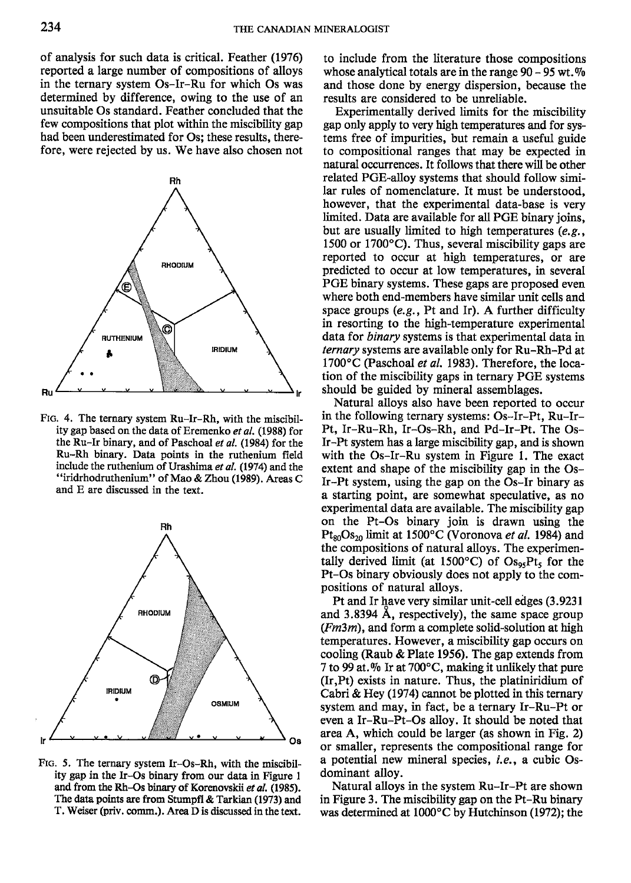of analysis for such data is critical. Feather (1976) reported a large number of compositions of alloys in the ternary system Os–Ir–Ru for which Os was determined by difference, owing to the use of an unsuitable Os standard. Feather concluded that the few compositions that plot within the miscibility gap had been underestimated for Os; these results, therefore, were rejected by us. We have also chosen not to include from the literature those compositions whose analytical totals are in the range 90 - 95 wt.% and those done by energy dispersion, because the results are considered to be unreliable.

FIG. 4. The ternary system Ru–Ir–Rh, with the miscibility gap based on the data of Eremenko *et al.* (1988) for the Ru–Ir binary, and of Paschoal *et al.* (1984) for the Ru–Rh binary. Data points in the ruthenium field include the ruthenium of Urashima *et al.* (1974) and the "iridrhodruthenium" of Mao & Zhou (1989). Areas C and E are discussed in the text.

FIG. 5. The ternary system Ir–Os–Rh, with the miscibility gap in the Ir–Os binary from our data in Figure 1 and from the Rh–Os binary of Korenovskii *et al.* (1985). The data points are from Stumpfl & Tarkian (1973) and T. Weiser (priv. comm.). Area D is discussed in the text.

Experimentally derived limits for the miscibility gap only apply to very high temperatures and for systems free of impurities, but remain a useful guide to compositional ranges that may be expected in natural occurrences. It follows that there will be other related PGE-alloy systems that should follow similar rules of nomenclature. It must be understood, however, that the experimental data-base is very limited. Data are available for all PGE binary joins, but are usually limited to high temperatures (*e.g.*, 1500 or 1700°C). Thus, several miscibility gaps are reported to occur at high temperatures, or are predicted to occur at low temperatures, in several PGE binary systems. These gaps are proposed even where both end-members have similar unit cells and space groups (*e.g.*, Pt and Ir). A further difficulty in resorting to the high-temperature experimental data for *binary* systems is that experimental data in *ternary* systems are available only for Ru–Rh–Pd at 1700°C (Paschoal *et al.* 1983). Therefore, the location of the miscibility gaps in ternary PGE systems should be guided by mineral assemblages.

Natural alloys also have been reported to occur in the following ternary systems: Os–Ir–Pt, Ru–Ir–Pt, Ir–Ru–Rh, Ir–Os–Rh, and Pd–Ir–Pt. The Os–Ir–Pt system has a large miscibility gap, and is shown with the Os–Ir–Ru system in Figure 1. The exact extent and shape of the miscibility gap in the Os–Ir–Pt system, using the gap on the Os–Ir binary as a starting point, are somewhat speculative, as no experimental data are available. The miscibility gap on the Pt–Os binary join is drawn using the $Pt_{80}Os_{20}$ limit at 1500°C (Voronova *et al.* 1984) and the compositions of natural alloys. The experimentally derived limit (at 1500°C) of $Os_{95}Pt_5$ for the Pt–Os binary obviously does not apply to the compositions of natural alloys.

Pt and Ir have very similar unit-cell edges (3.9231 and 3.8394 Å, respectively), the same space group (*Fm3m*), and form a complete solid-solution at high temperatures. However, a miscibility gap occurs on cooling (Raub & Plate 1956). The gap extends from 7 to 99 at.% Ir at 700°C, making it unlikely that pure (Ir,Pt) exists in nature. Thus, the platiniridium of Cabri & Hey (1974) cannot be plotted in this ternary system and may, in fact, be a ternary Ir–Ru–Pt or even a Ir–Ru–Pt–Os alloy. It should be noted that area A, which could be larger (as shown in Fig. 2) or smaller, represents the compositional range for a potential new mineral species, *i.e.*, a cubic Os-dominant alloy.

Natural alloys in the system Ru–Ir–Pt are shown in Figure 3. The miscibility gap on the Pt–Ru binary was determined at 1000°C by Hutchinson (1972); the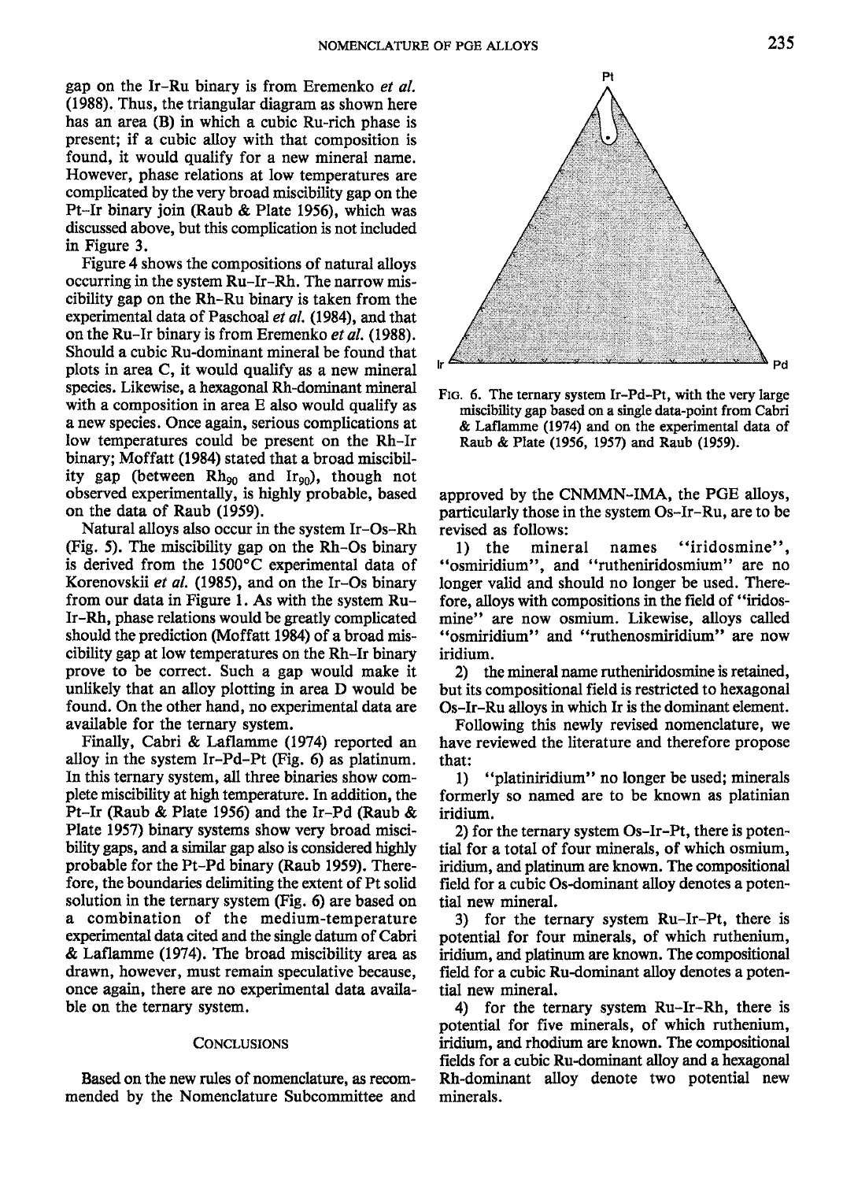gap on the Ir–Ru binary is from Eremenko *et al.* (1988). Thus, the triangular diagram as shown here has an area (B) in which a cubic Ru-rich phase is present; if a cubic alloy with that composition is found, it would qualify for a new mineral name. However, phase relations at low temperatures are complicated by the very broad miscibility gap on the Pt–Ir binary join (Raub & Plate 1956), which was discussed above, but this complication is not included in Figure 3.

Figure 4 shows the compositions of natural alloys occurring in the system Ru–Ir–Rh. The narrow miscibility gap on the Rh–Ru binary is taken from the experimental data of Paschoal *et al.* (1984), and that on the Ru–Ir binary is from Eremenko *et al.* (1988). Should a cubic Ru-dominant mineral be found that plots in area C, it would qualify as a new mineral species. Likewise, a hexagonal Rh-dominant mineral with a composition in area E also would qualify as a new species. Once again, serious complications at low temperatures could be present on the Rh–Ir binary; Moffatt (1984) stated that a broad miscibility gap (between $Rh_{90}$ and $Ir_{90}$), though not observed experimentally, is highly probable, based on the data of Raub (1959).

Natural alloys also occur in the system Ir–Os–Rh (Fig. 5). The miscibility gap on the Rh–Os binary is derived from the 1500°C experimental data of Korenovskii *et al.* (1985), and on the Ir–Os binary from our data in Figure 1. As with the system Ru–Ir–Rh, phase relations would be greatly complicated should the prediction (Moffatt 1984) of a broad miscibility gap at low temperatures on the Rh–Ir binary prove to be correct. Such a gap would make it unlikely that an alloy plotting in area D would be found. On the other hand, no experimental data are available for the ternary system.

Finally, Cabri & Laflamme (1974) reported an alloy in the system Ir–Pd–Pt (Fig. 6) as platinum. In this ternary system, all three binaries show complete miscibility at high temperature. In addition, the Pt–Ir (Raub & Plate 1956) and the Ir–Pd (Raub & Plate 1957) binary systems show very broad miscibility gaps, and a similar gap also is considered highly probable for the Pt–Pd binary (Raub 1959). Therefore, the boundaries delimiting the extent of Pt solid solution in the ternary system (Fig. 6) are based on a combination of the medium-temperature experimental data cited and the single datum of Cabri & Laflamme (1974). The broad miscibility area as drawn, however, must remain speculative because, once again, there are no experimental data available on the ternary system.

## Conclusions

Based on the new rules of nomenclature, as recommended by the Nomenclature Subcommittee and approved by the CNMMN–IMA, the PGE alloys, particularly those in the system Os–Ir–Ru, are to be revised as follows:

1) the mineral names "iridosmine", "osmiridium", and "rutheniridosmium" are no longer valid and should no longer be used. Therefore, alloys with compositions in the field of "iridosmine" are now osmium. Likewise, alloys called "osmiridium" and "ruthenosmiridium" are now iridium.

2) the mineral name rutheniridosmine is retained, but its compositional field is restricted to hexagonal Os–Ir–Ru alloys in which Ir is the dominant element.

Following this newly revised nomenclature, we have reviewed the literature and therefore propose that:

1) "platiniridium" no longer be used; minerals formerly so named are to be known as platinian iridium.

2) for the ternary system Os–Ir–Pt, there is potential for a total of four minerals, of which osmium, iridium, and platinum are known. The compositional field for a cubic Os-dominant alloy denotes a potential new mineral.

3) for the ternary system Ru–Ir–Pt, there is potential for four minerals, of which ruthenium, iridium, and platinum are known. The compositional field for a cubic Ru-dominant alloy denotes a potential new mineral.

4) for the ternary system Ru–Ir–Rh, there is potential for five minerals, of which ruthenium, iridium, and rhodium are known. The compositional fields for a cubic Ru-dominant alloy and a hexagonal Rh-dominant alloy denote two potential new minerals.

FIG. 6. The ternary system Ir–Pd–Pt, with the very large miscibility gap based on a single data-point from Cabri & Laflamme (1974) and on the experimental data of Raub & Plate (1956, 1957) and Raub (1959).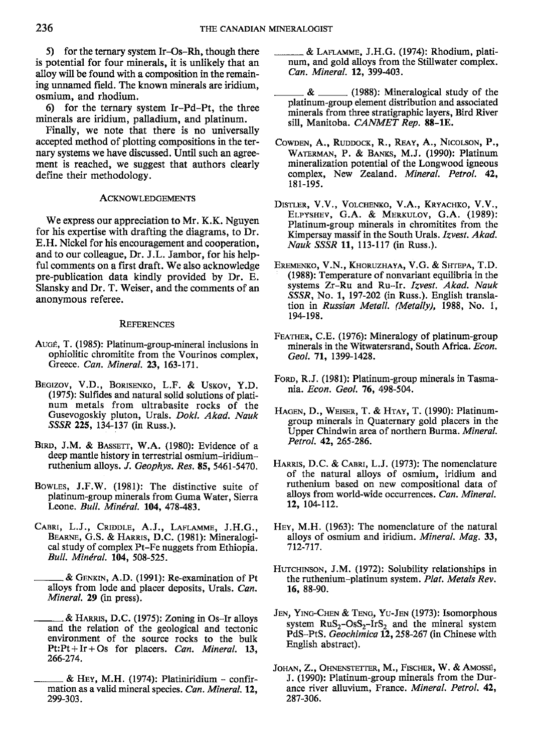5) for the ternary system Ir–Os–Rh, though there is potential for four minerals, it is unlikely that an alloy will be found with a composition in the remaining unnamed field. The known minerals are iridium, osmium, and rhodium.

6) for the ternary system Ir–Pd–Pt, the three minerals are iridium, palladium, and platinum.

Finally, we note that there is no universally accepted method of plotting compositions in the ternary systems we have discussed. Until such an agreement is reached, we suggest that authors clearly define their methodology.

## Acknowledgements

We express our appreciation to Mr. K.K. Nguyen for his expertise with drafting the diagrams, to Dr. E.H. Nickel for his encouragement and cooperation, and to our colleague, Dr. J.L. Jambor, for his helpful comments on a first draft. We also acknowledge pre-publication data kindly provided by Dr. E. Slansky and Dr. T. Weiser, and the comments of an anonymous referee.

## References

Augé, T. (1985): Platinum-group-mineral inclusions in ophiolitic chromitite from the Vourinos complex, Greece. *Can. Mineral.* **23**, 163-171.

Begizov, V.D., Borisenko, L.F. & Uskov, Y.D. (1975): Sulfides and natural solid solutions of platinum metals from ultrabasite rocks of the Gusevogoskiy pluton, Urals. *Dokl. Akad. Nauk SSSR* **225**, 134-137 (in Russ.).

Bird, J.M. & Bassett, W.A. (1980): Evidence of a deep mantle history in terrestrial osmium–iridium–ruthenium alloys. *J. Geophys. Res.* **85**, 5461-5470.

Bowles, J.F.W. (1981): The distinctive suite of platinum-group minerals from Guma Water, Sierra Leone. *Bull. Minéral.* **104**, 478-483.

Cabri, L.J., Criddle, A.J., Laflamme, J.H.G., Bearne, G.S. & Harris, D.C. (1981): Mineralogical study of complex Pt–Fe nuggets from Ethiopia. *Bull. Minéral.* **104**, 508-525.

\_\_\_\_\_\_ & Genkin, A.D. (1991): Re-examination of Pt alloys from lode and placer deposits, Urals. *Can. Mineral.* **29** (in press).

\_\_\_\_\_\_ & Harris, D.C. (1975): Zoning in Os–Ir alloys and the relation of the geological and tectonic environment of the source rocks to the bulk Pt:Pt + Ir + Os for placers. *Can. Mineral.* **13**, 266-274.

\_\_\_\_\_\_ & Hey, M.H. (1974): Platiniridium – confirmation as a valid mineral species. *Can. Mineral.* **12**, 299-303.

\_\_\_\_\_\_ & Laflamme, J.H.G. (1974): Rhodium, platinum, and gold alloys from the Stillwater complex. *Can. Mineral.* **12**, 399-403.

\_\_\_\_\_\_ & \_\_\_\_\_\_ (1988): Mineralogical study of the platinum-group element distribution and associated minerals from three stratigraphic layers, Bird River sill, Manitoba. *CANMET Rep.* **88-1E.**

Cowden, A., Ruddock, R., Reay, A., Nicolson, P., Waterman, P. & Banks, M.J. (1990): Platinum mineralization potential of the Longwood igneous complex, New Zealand. *Mineral. Petrol.* **42**, 181-195.

Distler, V.V., Volchenko, V.A., Kryachko, V.V., Elpyshev, G.A. & Merkulov, G.A. (1989): Platinum-group minerals in chromitites from the Kimpersay massif in the South Urals. *Izvest. Akad. Nauk SSSR* **11**, 113-117 (in Russ.).

Eremenko, V.N., Khoruzhaya, V.G. & Shtepa, T.D. (1988): Temperature of nonvariant equilibria in the systems Zr–Ru and Ru–Ir. *Izvest. Akad. Nauk SSSR*, No. 1, 197-202 (in Russ.). English translation in *Russian Metall. (Metally)*, 1988, No. 1, 194-198.

Feather, C.E. (1976): Mineralogy of platinum-group minerals in the Witwatersrand, South Africa. *Econ. Geol.* **71**, 1399-1428.

Ford, R.J. (1981): Platinum-group minerals in Tasmania. *Econ. Geol.* **76**, 498-504.

Hagen, D., Weiser, T. & Htay, T. (1990): Platinum-group minerals in Quaternary gold placers in the Upper Chindwin area of northern Burma. *Mineral. Petrol.* **42**, 265-286.

Harris, D.C. & Cabri, L.J. (1973): The nomenclature of the natural alloys of osmium, iridium and ruthenium based on new compositional data of alloys from world-wide occurrences. *Can. Mineral.* **12**, 104-112.

Hey, M.H. (1963): The nomenclature of the natural alloys of osmium and iridium. *Mineral. Mag.* **33**, 712-717.

Hutchinson, J.M. (1972): Solubility relationships in the ruthenium–platinum system. *Plat. Metals Rev.* **16**, 88-90.

Jen, Ying-Chen & Teng, Yu-Jen (1973): Isomorphous system $RuS_2$–$OsS_2$–$IrS_2$ and the mineral system PdS–PtS. *Geochimica* **12**, 258-267 (in Chinese with English abstract).

Johan, Z., Ohnenstetter, M., Fischer, W. & Amossé, J. (1990): Platinum-group minerals from the Durance river alluvium, France. *Mineral. Petrol.* **42**, 287-306.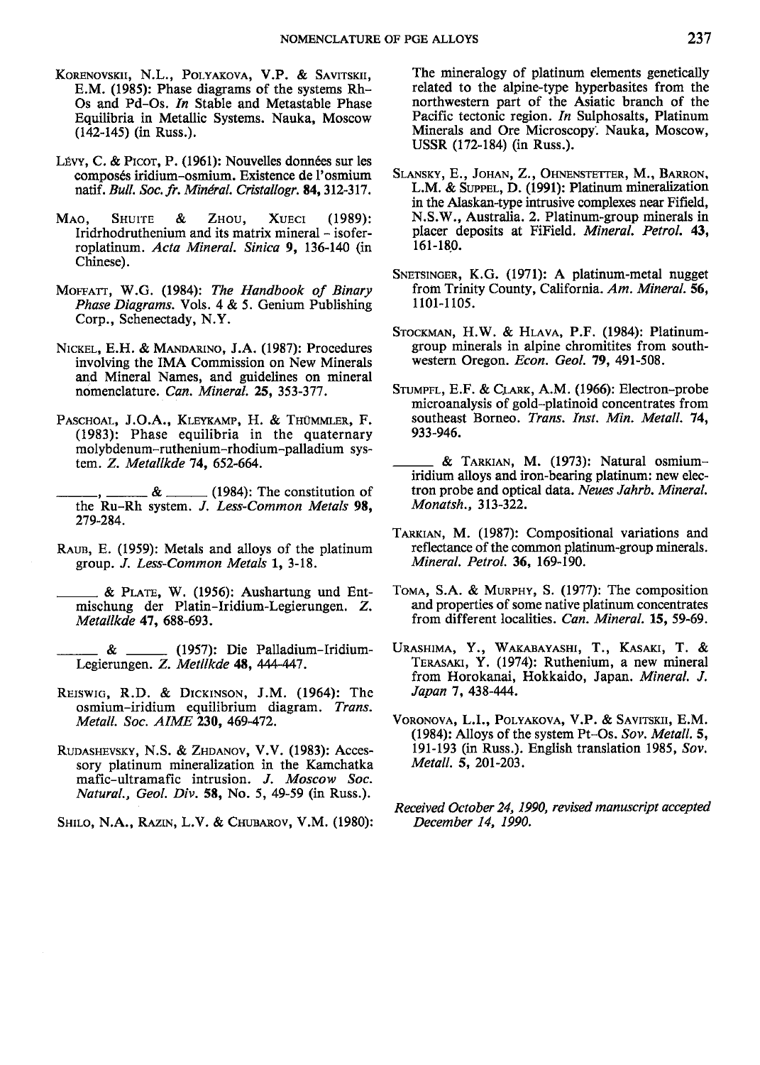KORENOVSKII, N.L., POLYAKOVA, V.P. & SAVITSKII, E.M. (1985): Phase diagrams of the systems Rh-Os and Pd-Os. *In* Stable and Metastable Phase Equilibria in Metallic Systems. Nauka, Moscow (142-145) (in Russ.).

LÉVY, C. & PICOT, P. (1961): Nouvelles données sur les composés iridium-osmium. Existence de l'osmium natif. *Bull. Soc. fr. Minéral. Cristallogr.* **84**, 312-317.

MAO, SHUITE & ZHOU, XUECI (1989): Iridrhodruthenium and its matrix mineral – isoferroplatinum. *Acta Mineral. Sinica* **9**, 136-140 (in Chinese).

MOFFATT, W.G. (1984): *The Handbook of Binary Phase Diagrams.* Vols. 4 & 5. Genium Publishing Corp., Schenectady, N.Y.

NICKEL, E.H. & MANDARINO, J.A. (1987): Procedures involving the IMA Commission on New Minerals and Mineral Names, and guidelines on mineral nomenclature. *Can. Mineral.* **25**, 353-377.

PASCHOAL, J.O.A., KLEYKAMP, H. & THÜMMLER, F. (1983): Phase equilibria in the quaternary molybdenum-ruthenium-rhodium-palladium system. *Z. Metallkde* **74**, 652-664.

______, ______ & ______ (1984): The constitution of the Ru-Rh system. *J. Less-Common Metals* **98**, 279-284.

RAUB, E. (1959): Metals and alloys of the platinum group. *J. Less-Common Metals* **1**, 3-18.

______ & PLATE, W. (1956): Aushartung und Entmischung der Platin-Iridium-Legierungen. *Z. Metallkde* **47**, 688-693.

______ & ______ (1957): Die Palladium-Iridium-Legierungen. *Z. Metllkde* **48**, 444-447.

REISWIG, R.D. & DICKINSON, J.M. (1964): The osmium-iridium equilibrium diagram. *Trans. Metall. Soc. AIME* **230**, 469-472.

RUDASHEVSKY, N.S. & ZHDANOV, V.V. (1983): Accessory platinum mineralization in the Kamchatka mafic-ultramafic intrusion. *J. Moscow Soc. Natural., Geol. Div.* **58**, No. 5, 49-59 (in Russ.).

SHILO, N.A., RAZIN, L.V. & CHUBAROV, V.M. (1980): The mineralogy of platinum elements genetically related to the alpine-type hyperbasites from the northwestern part of the Asiatic branch of the Pacific tectonic region. *In* Sulphosalts, Platinum Minerals and Ore Microscopy. Nauka, Moscow, USSR (172-184) (in Russ.).

SLANSKY, E., JOHAN, Z., OHNENSTETTER, M., BARRON, L.M. & SUPPEL, D. (1991): Platinum mineralization in the Alaskan-type intrusive complexes near Fifield, N.S.W., Australia. 2. Platinum-group minerals in placer deposits at FiField. *Mineral. Petrol.* **43**, 161-180.

SNETSINGER, K.G. (1971): A platinum-metal nugget from Trinity County, California. *Am. Mineral.* **56**, 1101-1105.

STOCKMAN, H.W. & HLAVA, P.F. (1984): Platinum-group minerals in alpine chromitites from southwestern Oregon. *Econ. Geol.* **79**, 491-508.

STUMPFL, E.F. & CLARK, A.M. (1966): Electron-probe microanalysis of gold–platinoid concentrates from southeast Borneo. *Trans. Inst. Min. Metall.* **74**, 933-946.

______ & TARKIAN, M. (1973): Natural osmium-iridium alloys and iron-bearing platinum: new electron probe and optical data. *Neues Jahrb. Mineral. Monatsh.*, 313-322.

TARKIAN, M. (1987): Compositional variations and reflectance of the common platinum-group minerals. *Mineral. Petrol.* **36**, 169-190.

TOMA, S.A. & MURPHY, S. (1977): The composition and properties of some native platinum concentrates from different localities. *Can. Mineral.* **15**, 59-69.

URASHIMA, Y., WAKABAYASHI, T., KASAKI, T. & TERASAKI, Y. (1974): Ruthenium, a new mineral from Horokanai, Hokkaido, Japan. *Mineral. J. Japan* **7**, 438-444.

VORONOVA, L.I., POLYAKOVA, V.P. & SAVITSKII, E.M. (1984): Alloys of the system Pt–Os. *Sov. Metall.* **5**, 191-193 (in Russ.). English translation 1985, *Sov. Metall.* **5**, 201-203.

*Received October 24, 1990, revised manuscript accepted December 14, 1990.*